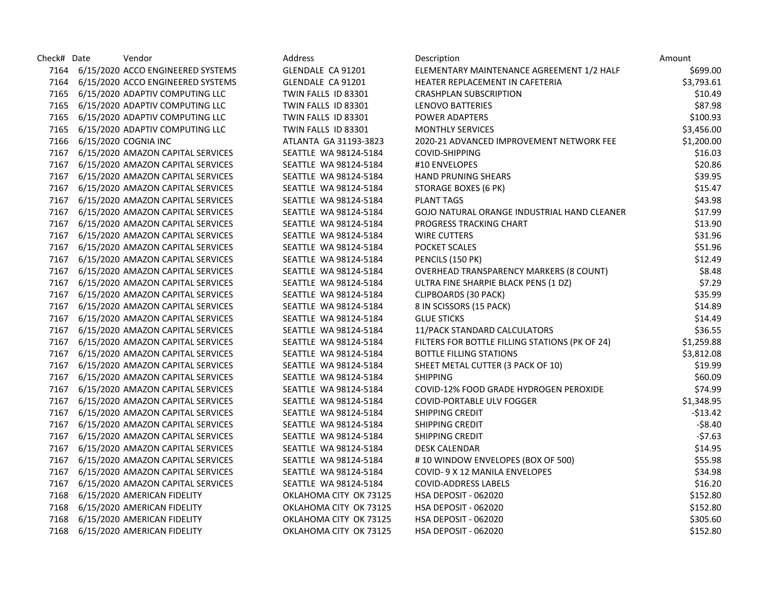| Check# | Date | Vendor | Address | Description | Amount |
|---|---|---|---|---|---|
| 7164 | 6/15/2020 | ACCO ENGINEERED SYSTEMS | GLENDALE CA 91201 | ELEMENTARY MAINTENANCE AGREEMENT 1/2 HALF | $699.00 |
| 7164 | 6/15/2020 | ACCO ENGINEERED SYSTEMS | GLENDALE CA 91201 | HEATER REPLACEMENT IN CAFETERIA | $3,793.61 |
| 7165 | 6/15/2020 | ADAPTIV COMPUTING LLC | TWIN FALLS ID 83301 | CRASHPLAN SUBSCRIPTION | $10.49 |
| 7165 | 6/15/2020 | ADAPTIV COMPUTING LLC | TWIN FALLS ID 83301 | LENOVO BATTERIES | $87.98 |
| 7165 | 6/15/2020 | ADAPTIV COMPUTING LLC | TWIN FALLS ID 83301 | POWER ADAPTERS | $100.93 |
| 7165 | 6/15/2020 | ADAPTIV COMPUTING LLC | TWIN FALLS ID 83301 | MONTHLY SERVICES | $3,456.00 |
| 7166 | 6/15/2020 | COGNIA INC | ATLANTA GA 31193-3823 | 2020-21 ADVANCED IMPROVEMENT NETWORK FEE | $1,200.00 |
| 7167 | 6/15/2020 | AMAZON CAPITAL SERVICES | SEATTLE WA 98124-5184 | COVID-SHIPPING | $16.03 |
| 7167 | 6/15/2020 | AMAZON CAPITAL SERVICES | SEATTLE WA 98124-5184 | #10 ENVELOPES | $20.86 |
| 7167 | 6/15/2020 | AMAZON CAPITAL SERVICES | SEATTLE WA 98124-5184 | HAND PRUNING SHEARS | $39.95 |
| 7167 | 6/15/2020 | AMAZON CAPITAL SERVICES | SEATTLE WA 98124-5184 | STORAGE BOXES (6 PK) | $15.47 |
| 7167 | 6/15/2020 | AMAZON CAPITAL SERVICES | SEATTLE WA 98124-5184 | PLANT TAGS | $43.98 |
| 7167 | 6/15/2020 | AMAZON CAPITAL SERVICES | SEATTLE WA 98124-5184 | GOJO NATURAL ORANGE INDUSTRIAL HAND CLEANER | $17.99 |
| 7167 | 6/15/2020 | AMAZON CAPITAL SERVICES | SEATTLE WA 98124-5184 | PROGRESS TRACKING CHART | $13.90 |
| 7167 | 6/15/2020 | AMAZON CAPITAL SERVICES | SEATTLE WA 98124-5184 | WIRE CUTTERS | $31.96 |
| 7167 | 6/15/2020 | AMAZON CAPITAL SERVICES | SEATTLE WA 98124-5184 | POCKET SCALES | $51.96 |
| 7167 | 6/15/2020 | AMAZON CAPITAL SERVICES | SEATTLE WA 98124-5184 | PENCILS (150 PK) | $12.49 |
| 7167 | 6/15/2020 | AMAZON CAPITAL SERVICES | SEATTLE WA 98124-5184 | OVERHEAD TRANSPARENCY MARKERS (8 COUNT) | $8.48 |
| 7167 | 6/15/2020 | AMAZON CAPITAL SERVICES | SEATTLE WA 98124-5184 | ULTRA FINE SHARPIE BLACK PENS (1 DZ) | $7.29 |
| 7167 | 6/15/2020 | AMAZON CAPITAL SERVICES | SEATTLE WA 98124-5184 | CLIPBOARDS (30 PACK) | $35.99 |
| 7167 | 6/15/2020 | AMAZON CAPITAL SERVICES | SEATTLE WA 98124-5184 | 8 IN SCISSORS (15 PACK) | $14.89 |
| 7167 | 6/15/2020 | AMAZON CAPITAL SERVICES | SEATTLE WA 98124-5184 | GLUE STICKS | $14.49 |
| 7167 | 6/15/2020 | AMAZON CAPITAL SERVICES | SEATTLE WA 98124-5184 | 11/PACK STANDARD CALCULATORS | $36.55 |
| 7167 | 6/15/2020 | AMAZON CAPITAL SERVICES | SEATTLE WA 98124-5184 | FILTERS FOR BOTTLE FILLING STATIONS (PK OF 24) | $1,259.88 |
| 7167 | 6/15/2020 | AMAZON CAPITAL SERVICES | SEATTLE WA 98124-5184 | BOTTLE FILLING STATIONS | $3,812.08 |
| 7167 | 6/15/2020 | AMAZON CAPITAL SERVICES | SEATTLE WA 98124-5184 | SHEET METAL CUTTER (3 PACK OF 10) | $19.99 |
| 7167 | 6/15/2020 | AMAZON CAPITAL SERVICES | SEATTLE WA 98124-5184 | SHIPPING | $60.09 |
| 7167 | 6/15/2020 | AMAZON CAPITAL SERVICES | SEATTLE WA 98124-5184 | COVID-12% FOOD GRADE HYDROGEN PEROXIDE | $74.99 |
| 7167 | 6/15/2020 | AMAZON CAPITAL SERVICES | SEATTLE WA 98124-5184 | COVID-PORTABLE ULV FOGGER | $1,348.95 |
| 7167 | 6/15/2020 | AMAZON CAPITAL SERVICES | SEATTLE WA 98124-5184 | SHIPPING CREDIT | -$13.42 |
| 7167 | 6/15/2020 | AMAZON CAPITAL SERVICES | SEATTLE WA 98124-5184 | SHIPPING CREDIT | -$8.40 |
| 7167 | 6/15/2020 | AMAZON CAPITAL SERVICES | SEATTLE WA 98124-5184 | SHIPPING CREDIT | -$7.63 |
| 7167 | 6/15/2020 | AMAZON CAPITAL SERVICES | SEATTLE WA 98124-5184 | DESK CALENDAR | $14.95 |
| 7167 | 6/15/2020 | AMAZON CAPITAL SERVICES | SEATTLE WA 98124-5184 | # 10 WINDOW ENVELOPES (BOX OF 500) | $55.98 |
| 7167 | 6/15/2020 | AMAZON CAPITAL SERVICES | SEATTLE WA 98124-5184 | COVID- 9 X 12 MANILA ENVELOPES | $34.98 |
| 7167 | 6/15/2020 | AMAZON CAPITAL SERVICES | SEATTLE WA 98124-5184 | COVID-ADDRESS LABELS | $16.20 |
| 7168 | 6/15/2020 | AMERICAN FIDELITY | OKLAHOMA CITY OK 73125 | HSA DEPOSIT - 062020 | $152.80 |
| 7168 | 6/15/2020 | AMERICAN FIDELITY | OKLAHOMA CITY OK 73125 | HSA DEPOSIT - 062020 | $152.80 |
| 7168 | 6/15/2020 | AMERICAN FIDELITY | OKLAHOMA CITY OK 73125 | HSA DEPOSIT - 062020 | $305.60 |
| 7168 | 6/15/2020 | AMERICAN FIDELITY | OKLAHOMA CITY OK 73125 | HSA DEPOSIT - 062020 | $152.80 |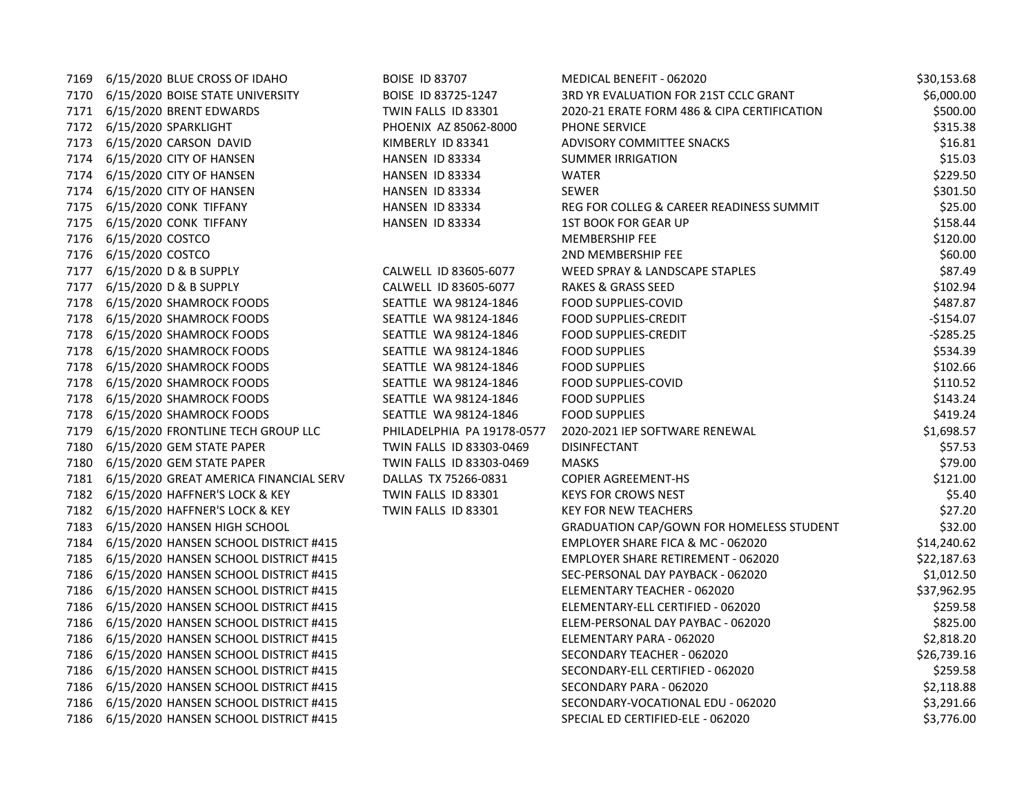| | | | | | |
|---|---|---|---|---|---|
| 7169 | 6/15/2020 | BLUE CROSS OF IDAHO | BOISE ID 83707 | MEDICAL BENEFIT - 062020 | $30,153.68 |
| 7170 | 6/15/2020 | BOISE STATE UNIVERSITY | BOISE ID 83725-1247 | 3RD YR EVALUATION FOR 21ST CCLC GRANT | $6,000.00 |
| 7171 | 6/15/2020 | BRENT EDWARDS | TWIN FALLS ID 83301 | 2020-21 ERATE FORM 486 & CIPA CERTIFICATION | $500.00 |
| 7172 | 6/15/2020 | SPARKLIGHT | PHOENIX AZ 85062-8000 | PHONE SERVICE | $315.38 |
| 7173 | 6/15/2020 | CARSON DAVID | KIMBERLY ID 83341 | ADVISORY COMMITTEE SNACKS | $16.81 |
| 7174 | 6/15/2020 | CITY OF HANSEN | HANSEN ID 83334 | SUMMER IRRIGATION | $15.03 |
| 7174 | 6/15/2020 | CITY OF HANSEN | HANSEN ID 83334 | WATER | $229.50 |
| 7174 | 6/15/2020 | CITY OF HANSEN | HANSEN ID 83334 | SEWER | $301.50 |
| 7175 | 6/15/2020 | CONK TIFFANY | HANSEN ID 83334 | REG FOR COLLEG & CAREER READINESS SUMMIT | $25.00 |
| 7175 | 6/15/2020 | CONK TIFFANY | HANSEN ID 83334 | 1ST BOOK FOR GEAR UP | $158.44 |
| 7176 | 6/15/2020 | COSTCO | | MEMBERSHIP FEE | $120.00 |
| 7176 | 6/15/2020 | COSTCO | | 2ND MEMBERSHIP FEE | $60.00 |
| 7177 | 6/15/2020 | D & B SUPPLY | CALWELL ID 83605-6077 | WEED SPRAY & LANDSCAPE STAPLES | $87.49 |
| 7177 | 6/15/2020 | D & B SUPPLY | CALWELL ID 83605-6077 | RAKES & GRASS SEED | $102.94 |
| 7178 | 6/15/2020 | SHAMROCK FOODS | SEATTLE WA 98124-1846 | FOOD SUPPLIES-COVID | $487.87 |
| 7178 | 6/15/2020 | SHAMROCK FOODS | SEATTLE WA 98124-1846 | FOOD SUPPLIES-CREDIT | -$154.07 |
| 7178 | 6/15/2020 | SHAMROCK FOODS | SEATTLE WA 98124-1846 | FOOD SUPPLIES-CREDIT | -$285.25 |
| 7178 | 6/15/2020 | SHAMROCK FOODS | SEATTLE WA 98124-1846 | FOOD SUPPLIES | $534.39 |
| 7178 | 6/15/2020 | SHAMROCK FOODS | SEATTLE WA 98124-1846 | FOOD SUPPLIES | $102.66 |
| 7178 | 6/15/2020 | SHAMROCK FOODS | SEATTLE WA 98124-1846 | FOOD SUPPLIES-COVID | $110.52 |
| 7178 | 6/15/2020 | SHAMROCK FOODS | SEATTLE WA 98124-1846 | FOOD SUPPLIES | $143.24 |
| 7178 | 6/15/2020 | SHAMROCK FOODS | SEATTLE WA 98124-1846 | FOOD SUPPLIES | $419.24 |
| 7179 | 6/15/2020 | FRONTLINE TECH GROUP LLC | PHILADELPHIA PA 19178-0577 | 2020-2021 IEP SOFTWARE RENEWAL | $1,698.57 |
| 7180 | 6/15/2020 | GEM STATE PAPER | TWIN FALLS ID 83303-0469 | DISINFECTANT | $57.53 |
| 7180 | 6/15/2020 | GEM STATE PAPER | TWIN FALLS ID 83303-0469 | MASKS | $79.00 |
| 7181 | 6/15/2020 | GREAT AMERICA FINANCIAL SERV | DALLAS TX 75266-0831 | COPIER AGREEMENT-HS | $121.00 |
| 7182 | 6/15/2020 | HAFFNER'S LOCK & KEY | TWIN FALLS ID 83301 | KEYS FOR CROWS NEST | $5.40 |
| 7182 | 6/15/2020 | HAFFNER'S LOCK & KEY | TWIN FALLS ID 83301 | KEY FOR NEW TEACHERS | $27.20 |
| 7183 | 6/15/2020 | HANSEN HIGH SCHOOL | | GRADUATION CAP/GOWN FOR HOMELESS STUDENT | $32.00 |
| 7184 | 6/15/2020 | HANSEN SCHOOL DISTRICT #415 | | EMPLOYER SHARE FICA & MC - 062020 | $14,240.62 |
| 7185 | 6/15/2020 | HANSEN SCHOOL DISTRICT #415 | | EMPLOYER SHARE RETIREMENT - 062020 | $22,187.63 |
| 7186 | 6/15/2020 | HANSEN SCHOOL DISTRICT #415 | | SEC-PERSONAL DAY PAYBACK - 062020 | $1,012.50 |
| 7186 | 6/15/2020 | HANSEN SCHOOL DISTRICT #415 | | ELEMENTARY TEACHER - 062020 | $37,962.95 |
| 7186 | 6/15/2020 | HANSEN SCHOOL DISTRICT #415 | | ELEMENTARY-ELL CERTIFIED - 062020 | $259.58 |
| 7186 | 6/15/2020 | HANSEN SCHOOL DISTRICT #415 | | ELEM-PERSONAL DAY PAYBAC - 062020 | $825.00 |
| 7186 | 6/15/2020 | HANSEN SCHOOL DISTRICT #415 | | ELEMENTARY PARA - 062020 | $2,818.20 |
| 7186 | 6/15/2020 | HANSEN SCHOOL DISTRICT #415 | | SECONDARY TEACHER - 062020 | $26,739.16 |
| 7186 | 6/15/2020 | HANSEN SCHOOL DISTRICT #415 | | SECONDARY-ELL CERTIFIED - 062020 | $259.58 |
| 7186 | 6/15/2020 | HANSEN SCHOOL DISTRICT #415 | | SECONDARY PARA - 062020 | $2,118.88 |
| 7186 | 6/15/2020 | HANSEN SCHOOL DISTRICT #415 | | SECONDARY-VOCATIONAL EDU - 062020 | $3,291.66 |
| 7186 | 6/15/2020 | HANSEN SCHOOL DISTRICT #415 | | SPECIAL ED CERTIFIED-ELE - 062020 | $3,776.00 |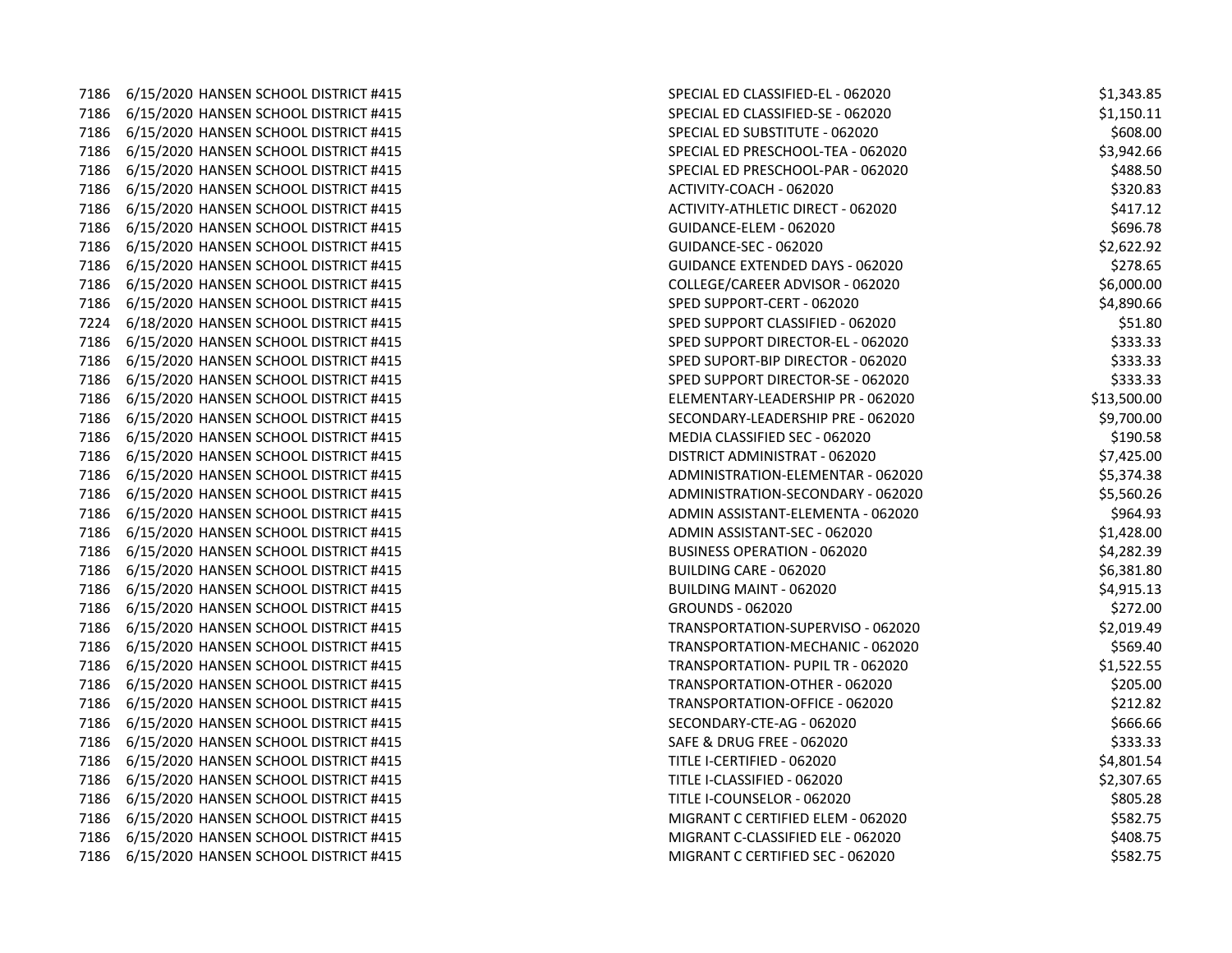| | | | | |
|---|---|---|---|---|
| 7186 | 6/15/2020 | HANSEN SCHOOL DISTRICT #415 | SPECIAL ED CLASSIFIED-EL - 062020 | $1,343.85 |
| 7186 | 6/15/2020 | HANSEN SCHOOL DISTRICT #415 | SPECIAL ED CLASSIFIED-SE - 062020 | $1,150.11 |
| 7186 | 6/15/2020 | HANSEN SCHOOL DISTRICT #415 | SPECIAL ED SUBSTITUTE - 062020 | $608.00 |
| 7186 | 6/15/2020 | HANSEN SCHOOL DISTRICT #415 | SPECIAL ED PRESCHOOL-TEA - 062020 | $3,942.66 |
| 7186 | 6/15/2020 | HANSEN SCHOOL DISTRICT #415 | SPECIAL ED PRESCHOOL-PAR - 062020 | $488.50 |
| 7186 | 6/15/2020 | HANSEN SCHOOL DISTRICT #415 | ACTIVITY-COACH - 062020 | $320.83 |
| 7186 | 6/15/2020 | HANSEN SCHOOL DISTRICT #415 | ACTIVITY-ATHLETIC DIRECT - 062020 | $417.12 |
| 7186 | 6/15/2020 | HANSEN SCHOOL DISTRICT #415 | GUIDANCE-ELEM - 062020 | $696.78 |
| 7186 | 6/15/2020 | HANSEN SCHOOL DISTRICT #415 | GUIDANCE-SEC - 062020 | $2,622.92 |
| 7186 | 6/15/2020 | HANSEN SCHOOL DISTRICT #415 | GUIDANCE EXTENDED DAYS - 062020 | $278.65 |
| 7186 | 6/15/2020 | HANSEN SCHOOL DISTRICT #415 | COLLEGE/CAREER ADVISOR - 062020 | $6,000.00 |
| 7186 | 6/15/2020 | HANSEN SCHOOL DISTRICT #415 | SPED SUPPORT-CERT - 062020 | $4,890.66 |
| 7224 | 6/18/2020 | HANSEN SCHOOL DISTRICT #415 | SPED SUPPORT CLASSIFIED - 062020 | $51.80 |
| 7186 | 6/15/2020 | HANSEN SCHOOL DISTRICT #415 | SPED SUPPORT DIRECTOR-EL - 062020 | $333.33 |
| 7186 | 6/15/2020 | HANSEN SCHOOL DISTRICT #415 | SPED SUPORT-BIP DIRECTOR - 062020 | $333.33 |
| 7186 | 6/15/2020 | HANSEN SCHOOL DISTRICT #415 | SPED SUPPORT DIRECTOR-SE - 062020 | $333.33 |
| 7186 | 6/15/2020 | HANSEN SCHOOL DISTRICT #415 | ELEMENTARY-LEADERSHIP PR - 062020 | $13,500.00 |
| 7186 | 6/15/2020 | HANSEN SCHOOL DISTRICT #415 | SECONDARY-LEADERSHIP PRE - 062020 | $9,700.00 |
| 7186 | 6/15/2020 | HANSEN SCHOOL DISTRICT #415 | MEDIA CLASSIFIED SEC - 062020 | $190.58 |
| 7186 | 6/15/2020 | HANSEN SCHOOL DISTRICT #415 | DISTRICT ADMINISTRAT - 062020 | $7,425.00 |
| 7186 | 6/15/2020 | HANSEN SCHOOL DISTRICT #415 | ADMINISTRATION-ELEMENTAR - 062020 | $5,374.38 |
| 7186 | 6/15/2020 | HANSEN SCHOOL DISTRICT #415 | ADMINISTRATION-SECONDARY - 062020 | $5,560.26 |
| 7186 | 6/15/2020 | HANSEN SCHOOL DISTRICT #415 | ADMIN ASSISTANT-ELEMENTA - 062020 | $964.93 |
| 7186 | 6/15/2020 | HANSEN SCHOOL DISTRICT #415 | ADMIN ASSISTANT-SEC - 062020 | $1,428.00 |
| 7186 | 6/15/2020 | HANSEN SCHOOL DISTRICT #415 | BUSINESS OPERATION - 062020 | $4,282.39 |
| 7186 | 6/15/2020 | HANSEN SCHOOL DISTRICT #415 | BUILDING CARE - 062020 | $6,381.80 |
| 7186 | 6/15/2020 | HANSEN SCHOOL DISTRICT #415 | BUILDING MAINT - 062020 | $4,915.13 |
| 7186 | 6/15/2020 | HANSEN SCHOOL DISTRICT #415 | GROUNDS - 062020 | $272.00 |
| 7186 | 6/15/2020 | HANSEN SCHOOL DISTRICT #415 | TRANSPORTATION-SUPERVISO - 062020 | $2,019.49 |
| 7186 | 6/15/2020 | HANSEN SCHOOL DISTRICT #415 | TRANSPORTATION-MECHANIC - 062020 | $569.40 |
| 7186 | 6/15/2020 | HANSEN SCHOOL DISTRICT #415 | TRANSPORTATION- PUPIL TR - 062020 | $1,522.55 |
| 7186 | 6/15/2020 | HANSEN SCHOOL DISTRICT #415 | TRANSPORTATION-OTHER - 062020 | $205.00 |
| 7186 | 6/15/2020 | HANSEN SCHOOL DISTRICT #415 | TRANSPORTATION-OFFICE - 062020 | $212.82 |
| 7186 | 6/15/2020 | HANSEN SCHOOL DISTRICT #415 | SECONDARY-CTE-AG - 062020 | $666.66 |
| 7186 | 6/15/2020 | HANSEN SCHOOL DISTRICT #415 | SAFE & DRUG FREE - 062020 | $333.33 |
| 7186 | 6/15/2020 | HANSEN SCHOOL DISTRICT #415 | TITLE I-CERTIFIED - 062020 | $4,801.54 |
| 7186 | 6/15/2020 | HANSEN SCHOOL DISTRICT #415 | TITLE I-CLASSIFIED - 062020 | $2,307.65 |
| 7186 | 6/15/2020 | HANSEN SCHOOL DISTRICT #415 | TITLE I-COUNSELOR - 062020 | $805.28 |
| 7186 | 6/15/2020 | HANSEN SCHOOL DISTRICT #415 | MIGRANT C CERTIFIED ELEM - 062020 | $582.75 |
| 7186 | 6/15/2020 | HANSEN SCHOOL DISTRICT #415 | MIGRANT C-CLASSIFIED ELE - 062020 | $408.75 |
| 7186 | 6/15/2020 | HANSEN SCHOOL DISTRICT #415 | MIGRANT C CERTIFIED SEC - 062020 | $582.75 |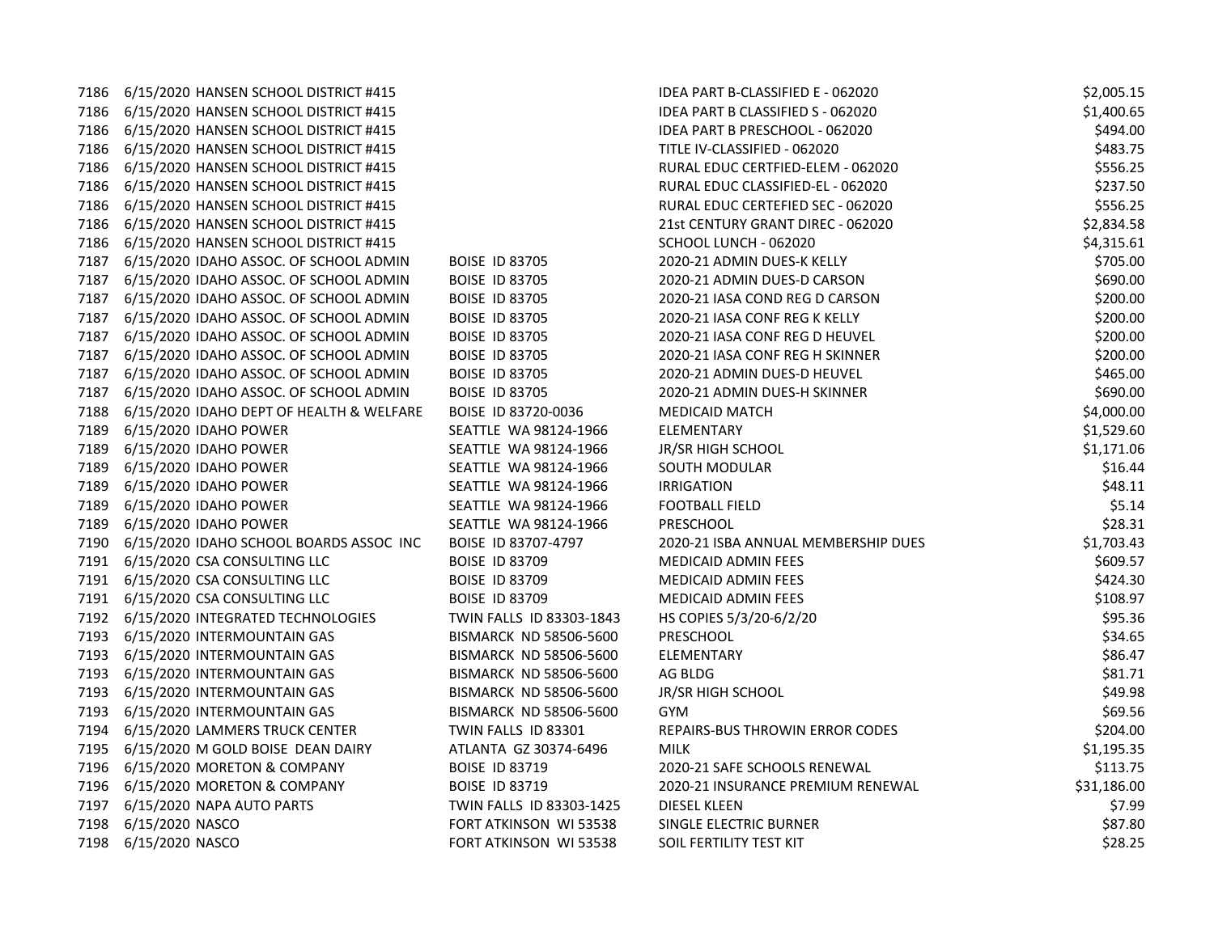| | | | | | |
|---|---|---|---|---|---|
| 7186 | 6/15/2020 | HANSEN SCHOOL DISTRICT #415 | | IDEA PART B-CLASSIFIED E - 062020 | $2,005.15 |
| 7186 | 6/15/2020 | HANSEN SCHOOL DISTRICT #415 | | IDEA PART B CLASSIFIED S - 062020 | $1,400.65 |
| 7186 | 6/15/2020 | HANSEN SCHOOL DISTRICT #415 | | IDEA PART B PRESCHOOL - 062020 | $494.00 |
| 7186 | 6/15/2020 | HANSEN SCHOOL DISTRICT #415 | | TITLE IV-CLASSIFIED - 062020 | $483.75 |
| 7186 | 6/15/2020 | HANSEN SCHOOL DISTRICT #415 | | RURAL EDUC CERTFIED-ELEM - 062020 | $556.25 |
| 7186 | 6/15/2020 | HANSEN SCHOOL DISTRICT #415 | | RURAL EDUC CLASSIFIED-EL - 062020 | $237.50 |
| 7186 | 6/15/2020 | HANSEN SCHOOL DISTRICT #415 | | RURAL EDUC CERTEFIED SEC - 062020 | $556.25 |
| 7186 | 6/15/2020 | HANSEN SCHOOL DISTRICT #415 | | 21st CENTURY GRANT DIREC - 062020 | $2,834.58 |
| 7186 | 6/15/2020 | HANSEN SCHOOL DISTRICT #415 | | SCHOOL LUNCH - 062020 | $4,315.61 |
| 7187 | 6/15/2020 | IDAHO ASSOC. OF SCHOOL ADMIN | BOISE ID 83705 | 2020-21 ADMIN DUES-K KELLY | $705.00 |
| 7187 | 6/15/2020 | IDAHO ASSOC. OF SCHOOL ADMIN | BOISE ID 83705 | 2020-21 ADMIN DUES-D CARSON | $690.00 |
| 7187 | 6/15/2020 | IDAHO ASSOC. OF SCHOOL ADMIN | BOISE ID 83705 | 2020-21 IASA COND REG D CARSON | $200.00 |
| 7187 | 6/15/2020 | IDAHO ASSOC. OF SCHOOL ADMIN | BOISE ID 83705 | 2020-21 IASA CONF REG K KELLY | $200.00 |
| 7187 | 6/15/2020 | IDAHO ASSOC. OF SCHOOL ADMIN | BOISE ID 83705 | 2020-21 IASA CONF REG D HEUVEL | $200.00 |
| 7187 | 6/15/2020 | IDAHO ASSOC. OF SCHOOL ADMIN | BOISE ID 83705 | 2020-21 IASA CONF REG H SKINNER | $200.00 |
| 7187 | 6/15/2020 | IDAHO ASSOC. OF SCHOOL ADMIN | BOISE ID 83705 | 2020-21 ADMIN DUES-D HEUVEL | $465.00 |
| 7187 | 6/15/2020 | IDAHO ASSOC. OF SCHOOL ADMIN | BOISE ID 83705 | 2020-21 ADMIN DUES-H SKINNER | $690.00 |
| 7188 | 6/15/2020 | IDAHO DEPT OF HEALTH & WELFARE | BOISE ID 83720-0036 | MEDICAID MATCH | $4,000.00 |
| 7189 | 6/15/2020 | IDAHO POWER | SEATTLE WA 98124-1966 | ELEMENTARY | $1,529.60 |
| 7189 | 6/15/2020 | IDAHO POWER | SEATTLE WA 98124-1966 | JR/SR HIGH SCHOOL | $1,171.06 |
| 7189 | 6/15/2020 | IDAHO POWER | SEATTLE WA 98124-1966 | SOUTH MODULAR | $16.44 |
| 7189 | 6/15/2020 | IDAHO POWER | SEATTLE WA 98124-1966 | IRRIGATION | $48.11 |
| 7189 | 6/15/2020 | IDAHO POWER | SEATTLE WA 98124-1966 | FOOTBALL FIELD | $5.14 |
| 7189 | 6/15/2020 | IDAHO POWER | SEATTLE WA 98124-1966 | PRESCHOOL | $28.31 |
| 7190 | 6/15/2020 | IDAHO SCHOOL BOARDS ASSOC INC | BOISE ID 83707-4797 | 2020-21 ISBA ANNUAL MEMBERSHIP DUES | $1,703.43 |
| 7191 | 6/15/2020 | CSA CONSULTING LLC | BOISE ID 83709 | MEDICAID ADMIN FEES | $609.57 |
| 7191 | 6/15/2020 | CSA CONSULTING LLC | BOISE ID 83709 | MEDICAID ADMIN FEES | $424.30 |
| 7191 | 6/15/2020 | CSA CONSULTING LLC | BOISE ID 83709 | MEDICAID ADMIN FEES | $108.97 |
| 7192 | 6/15/2020 | INTEGRATED TECHNOLOGIES | TWIN FALLS ID 83303-1843 | HS COPIES 5/3/20-6/2/20 | $95.36 |
| 7193 | 6/15/2020 | INTERMOUNTAIN GAS | BISMARCK ND 58506-5600 | PRESCHOOL | $34.65 |
| 7193 | 6/15/2020 | INTERMOUNTAIN GAS | BISMARCK ND 58506-5600 | ELEMENTARY | $86.47 |
| 7193 | 6/15/2020 | INTERMOUNTAIN GAS | BISMARCK ND 58506-5600 | AG BLDG | $81.71 |
| 7193 | 6/15/2020 | INTERMOUNTAIN GAS | BISMARCK ND 58506-5600 | JR/SR HIGH SCHOOL | $49.98 |
| 7193 | 6/15/2020 | INTERMOUNTAIN GAS | BISMARCK ND 58506-5600 | GYM | $69.56 |
| 7194 | 6/15/2020 | LAMMERS TRUCK CENTER | TWIN FALLS ID 83301 | REPAIRS-BUS THROWIN ERROR CODES | $204.00 |
| 7195 | 6/15/2020 | M GOLD BOISE DEAN DAIRY | ATLANTA GZ 30374-6496 | MILK | $1,195.35 |
| 7196 | 6/15/2020 | MORETON & COMPANY | BOISE ID 83719 | 2020-21 SAFE SCHOOLS RENEWAL | $113.75 |
| 7196 | 6/15/2020 | MORETON & COMPANY | BOISE ID 83719 | 2020-21 INSURANCE PREMIUM RENEWAL | $31,186.00 |
| 7197 | 6/15/2020 | NAPA AUTO PARTS | TWIN FALLS ID 83303-1425 | DIESEL KLEEN | $7.99 |
| 7198 | 6/15/2020 | NASCO | FORT ATKINSON WI 53538 | SINGLE ELECTRIC BURNER | $87.80 |
| 7198 | 6/15/2020 | NASCO | FORT ATKINSON WI 53538 | SOIL FERTILITY TEST KIT | $28.25 |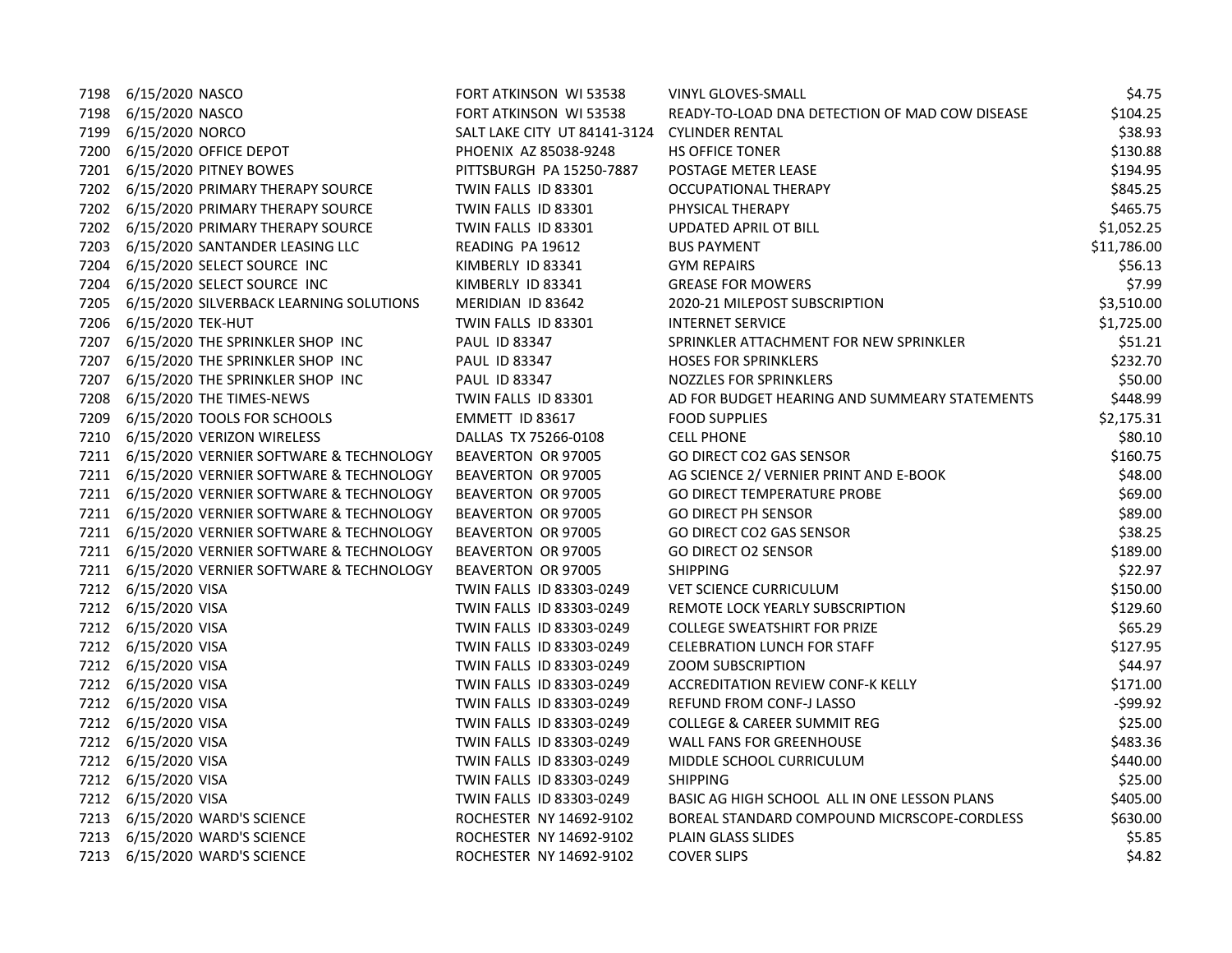| | | | | | |
|---|---|---|---|---|---|
| 7198 | 6/15/2020 | NASCO | FORT ATKINSON WI 53538 | VINYL GLOVES-SMALL | $4.75 |
| 7198 | 6/15/2020 | NASCO | FORT ATKINSON WI 53538 | READY-TO-LOAD DNA DETECTION OF MAD COW DISEASE | $104.25 |
| 7199 | 6/15/2020 | NORCO | SALT LAKE CITY UT 84141-3124 | CYLINDER RENTAL | $38.93 |
| 7200 | 6/15/2020 | OFFICE DEPOT | PHOENIX AZ 85038-9248 | HS OFFICE TONER | $130.88 |
| 7201 | 6/15/2020 | PITNEY BOWES | PITTSBURGH PA 15250-7887 | POSTAGE METER LEASE | $194.95 |
| 7202 | 6/15/2020 | PRIMARY THERAPY SOURCE | TWIN FALLS ID 83301 | OCCUPATIONAL THERAPY | $845.25 |
| 7202 | 6/15/2020 | PRIMARY THERAPY SOURCE | TWIN FALLS ID 83301 | PHYSICAL THERAPY | $465.75 |
| 7202 | 6/15/2020 | PRIMARY THERAPY SOURCE | TWIN FALLS ID 83301 | UPDATED APRIL OT BILL | $1,052.25 |
| 7203 | 6/15/2020 | SANTANDER LEASING LLC | READING PA 19612 | BUS PAYMENT | $11,786.00 |
| 7204 | 6/15/2020 | SELECT SOURCE INC | KIMBERLY ID 83341 | GYM REPAIRS | $56.13 |
| 7204 | 6/15/2020 | SELECT SOURCE INC | KIMBERLY ID 83341 | GREASE FOR MOWERS | $7.99 |
| 7205 | 6/15/2020 | SILVERBACK LEARNING SOLUTIONS | MERIDIAN ID 83642 | 2020-21 MILEPOST SUBSCRIPTION | $3,510.00 |
| 7206 | 6/15/2020 | TEK-HUT | TWIN FALLS ID 83301 | INTERNET SERVICE | $1,725.00 |
| 7207 | 6/15/2020 | THE SPRINKLER SHOP INC | PAUL ID 83347 | SPRINKLER ATTACHMENT FOR NEW SPRINKLER | $51.21 |
| 7207 | 6/15/2020 | THE SPRINKLER SHOP INC | PAUL ID 83347 | HOSES FOR SPRINKLERS | $232.70 |
| 7207 | 6/15/2020 | THE SPRINKLER SHOP INC | PAUL ID 83347 | NOZZLES FOR SPRINKLERS | $50.00 |
| 7208 | 6/15/2020 | THE TIMES-NEWS | TWIN FALLS ID 83301 | AD FOR BUDGET HEARING AND SUMMEARY STATEMENTS | $448.99 |
| 7209 | 6/15/2020 | TOOLS FOR SCHOOLS | EMMETT ID 83617 | FOOD SUPPLIES | $2,175.31 |
| 7210 | 6/15/2020 | VERIZON WIRELESS | DALLAS TX 75266-0108 | CELL PHONE | $80.10 |
| 7211 | 6/15/2020 | VERNIER SOFTWARE & TECHNOLOGY | BEAVERTON OR 97005 | GO DIRECT CO2 GAS SENSOR | $160.75 |
| 7211 | 6/15/2020 | VERNIER SOFTWARE & TECHNOLOGY | BEAVERTON OR 97005 | AG SCIENCE 2/ VERNIER PRINT AND E-BOOK | $48.00 |
| 7211 | 6/15/2020 | VERNIER SOFTWARE & TECHNOLOGY | BEAVERTON OR 97005 | GO DIRECT TEMPERATURE PROBE | $69.00 |
| 7211 | 6/15/2020 | VERNIER SOFTWARE & TECHNOLOGY | BEAVERTON OR 97005 | GO DIRECT PH SENSOR | $89.00 |
| 7211 | 6/15/2020 | VERNIER SOFTWARE & TECHNOLOGY | BEAVERTON OR 97005 | GO DIRECT CO2 GAS SENSOR | $38.25 |
| 7211 | 6/15/2020 | VERNIER SOFTWARE & TECHNOLOGY | BEAVERTON OR 97005 | GO DIRECT O2 SENSOR | $189.00 |
| 7211 | 6/15/2020 | VERNIER SOFTWARE & TECHNOLOGY | BEAVERTON OR 97005 | SHIPPING | $22.97 |
| 7212 | 6/15/2020 | VISA | TWIN FALLS ID 83303-0249 | VET SCIENCE CURRICULUM | $150.00 |
| 7212 | 6/15/2020 | VISA | TWIN FALLS ID 83303-0249 | REMOTE LOCK YEARLY SUBSCRIPTION | $129.60 |
| 7212 | 6/15/2020 | VISA | TWIN FALLS ID 83303-0249 | COLLEGE SWEATSHIRT FOR PRIZE | $65.29 |
| 7212 | 6/15/2020 | VISA | TWIN FALLS ID 83303-0249 | CELEBRATION LUNCH FOR STAFF | $127.95 |
| 7212 | 6/15/2020 | VISA | TWIN FALLS ID 83303-0249 | ZOOM SUBSCRIPTION | $44.97 |
| 7212 | 6/15/2020 | VISA | TWIN FALLS ID 83303-0249 | ACCREDITATION REVIEW CONF-K KELLY | $171.00 |
| 7212 | 6/15/2020 | VISA | TWIN FALLS ID 83303-0249 | REFUND FROM CONF-J LASSO | -$99.92 |
| 7212 | 6/15/2020 | VISA | TWIN FALLS ID 83303-0249 | COLLEGE & CAREER SUMMIT REG | $25.00 |
| 7212 | 6/15/2020 | VISA | TWIN FALLS ID 83303-0249 | WALL FANS FOR GREENHOUSE | $483.36 |
| 7212 | 6/15/2020 | VISA | TWIN FALLS ID 83303-0249 | MIDDLE SCHOOL CURRICULUM | $440.00 |
| 7212 | 6/15/2020 | VISA | TWIN FALLS ID 83303-0249 | SHIPPING | $25.00 |
| 7212 | 6/15/2020 | VISA | TWIN FALLS ID 83303-0249 | BASIC AG HIGH SCHOOL ALL IN ONE LESSON PLANS | $405.00 |
| 7213 | 6/15/2020 | WARD'S SCIENCE | ROCHESTER NY 14692-9102 | BOREAL STANDARD COMPOUND MICRSCOPE-CORDLESS | $630.00 |
| 7213 | 6/15/2020 | WARD'S SCIENCE | ROCHESTER NY 14692-9102 | PLAIN GLASS SLIDES | $5.85 |
| 7213 | 6/15/2020 | WARD'S SCIENCE | ROCHESTER NY 14692-9102 | COVER SLIPS | $4.82 |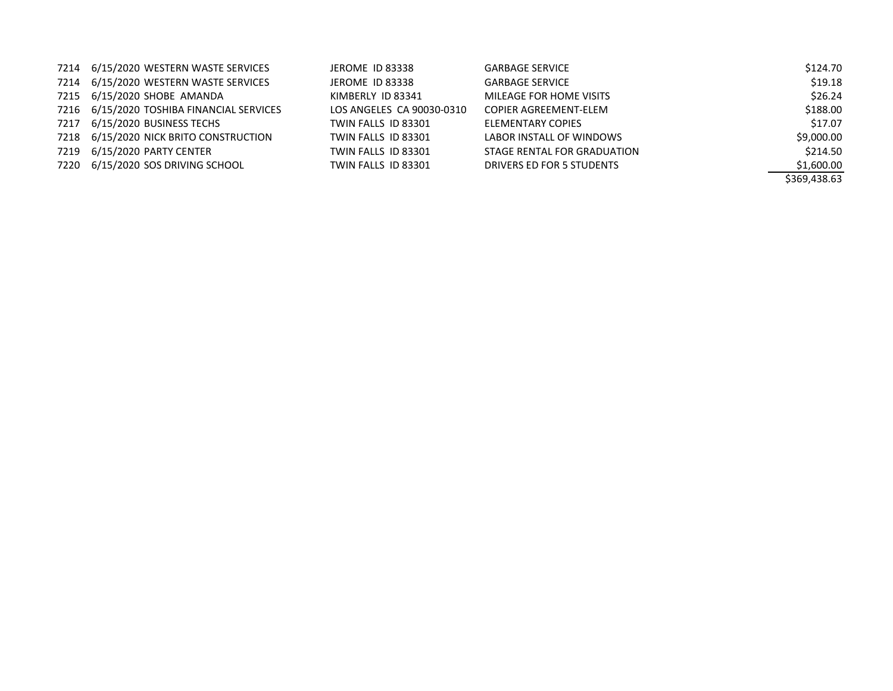| | | | | | |
|---|---|---|---|---|---|
| 7214 | 6/15/2020 | WESTERN WASTE SERVICES | JEROME ID 83338 | GARBAGE SERVICE | $124.70 |
| 7214 | 6/15/2020 | WESTERN WASTE SERVICES | JEROME ID 83338 | GARBAGE SERVICE | $19.18 |
| 7215 | 6/15/2020 | SHOBE AMANDA | KIMBERLY ID 83341 | MILEAGE FOR HOME VISITS | $26.24 |
| 7216 | 6/15/2020 | TOSHIBA FINANCIAL SERVICES | LOS ANGELES CA 90030-0310 | COPIER AGREEMENT-ELEM | $188.00 |
| 7217 | 6/15/2020 | BUSINESS TECHS | TWIN FALLS ID 83301 | ELEMENTARY COPIES | $17.07 |
| 7218 | 6/15/2020 | NICK BRITO CONSTRUCTION | TWIN FALLS ID 83301 | LABOR INSTALL OF WINDOWS | $9,000.00 |
| 7219 | 6/15/2020 | PARTY CENTER | TWIN FALLS ID 83301 | STAGE RENTAL FOR GRADUATION | $214.50 |
| 7220 | 6/15/2020 | SOS DRIVING SCHOOL | TWIN FALLS ID 83301 | DRIVERS ED FOR 5 STUDENTS | $1,600.00 |
| | | | | | $369,438.63 |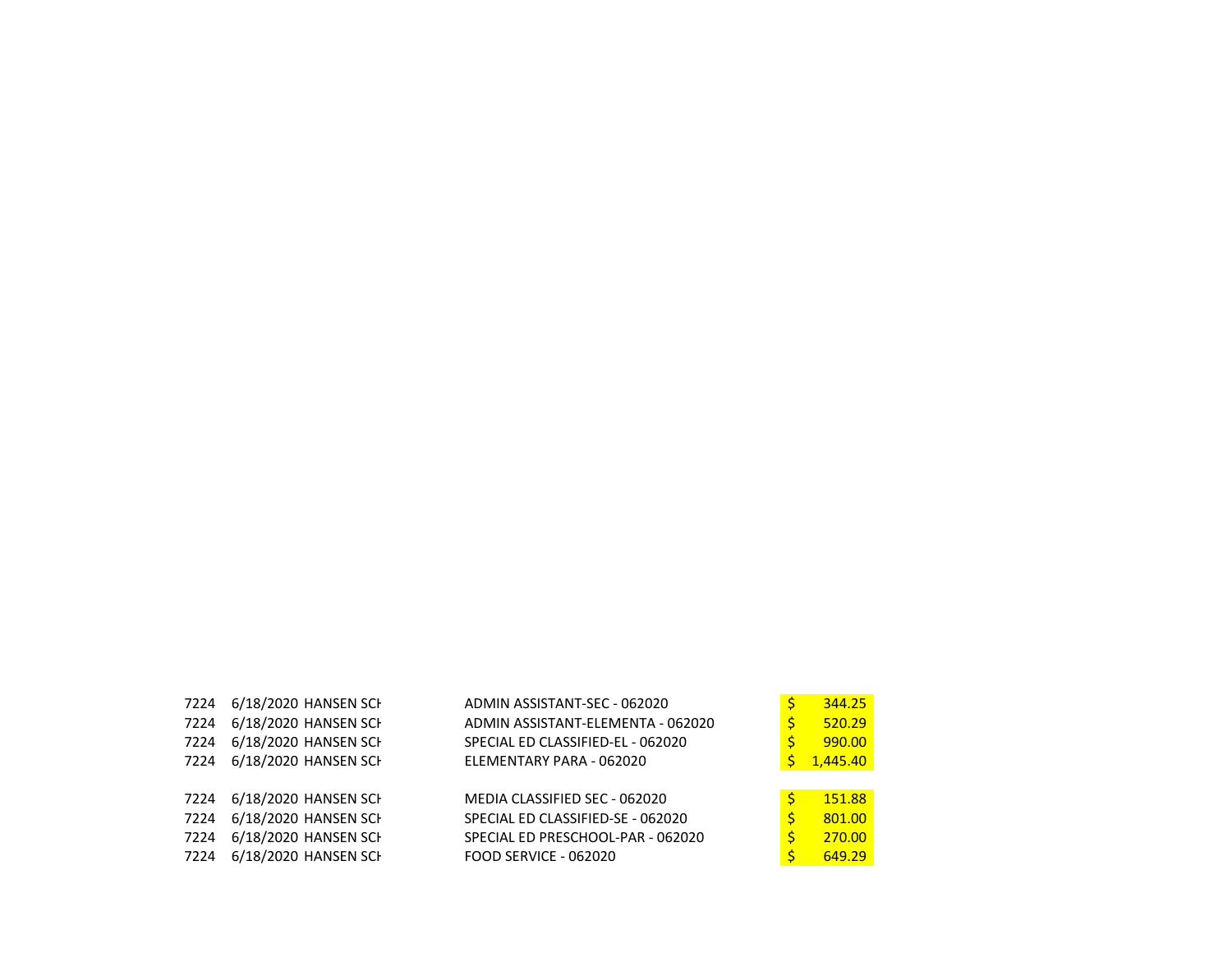| | | | | |
|---|---|---|---|---|
| 7224 | 6/18/2020 | HANSEN SCH | ADMIN ASSISTANT-SEC - 062020 | $ 344.25 |
| 7224 | 6/18/2020 | HANSEN SCH | ADMIN ASSISTANT-ELEMENTA - 062020 | $ 520.29 |
| 7224 | 6/18/2020 | HANSEN SCH | SPECIAL ED CLASSIFIED-EL - 062020 | $ 990.00 |
| 7224 | 6/18/2020 | HANSEN SCH | ELEMENTARY PARA - 062020 | $ 1,445.40 |
| | | | | |
| 7224 | 6/18/2020 | HANSEN SCH | MEDIA CLASSIFIED SEC - 062020 | $ 151.88 |
| 7224 | 6/18/2020 | HANSEN SCH | SPECIAL ED CLASSIFIED-SE - 062020 | $ 801.00 |
| 7224 | 6/18/2020 | HANSEN SCH | SPECIAL ED PRESCHOOL-PAR - 062020 | $ 270.00 |
| 7224 | 6/18/2020 | HANSEN SCH | FOOD SERVICE - 062020 | $ 649.29 |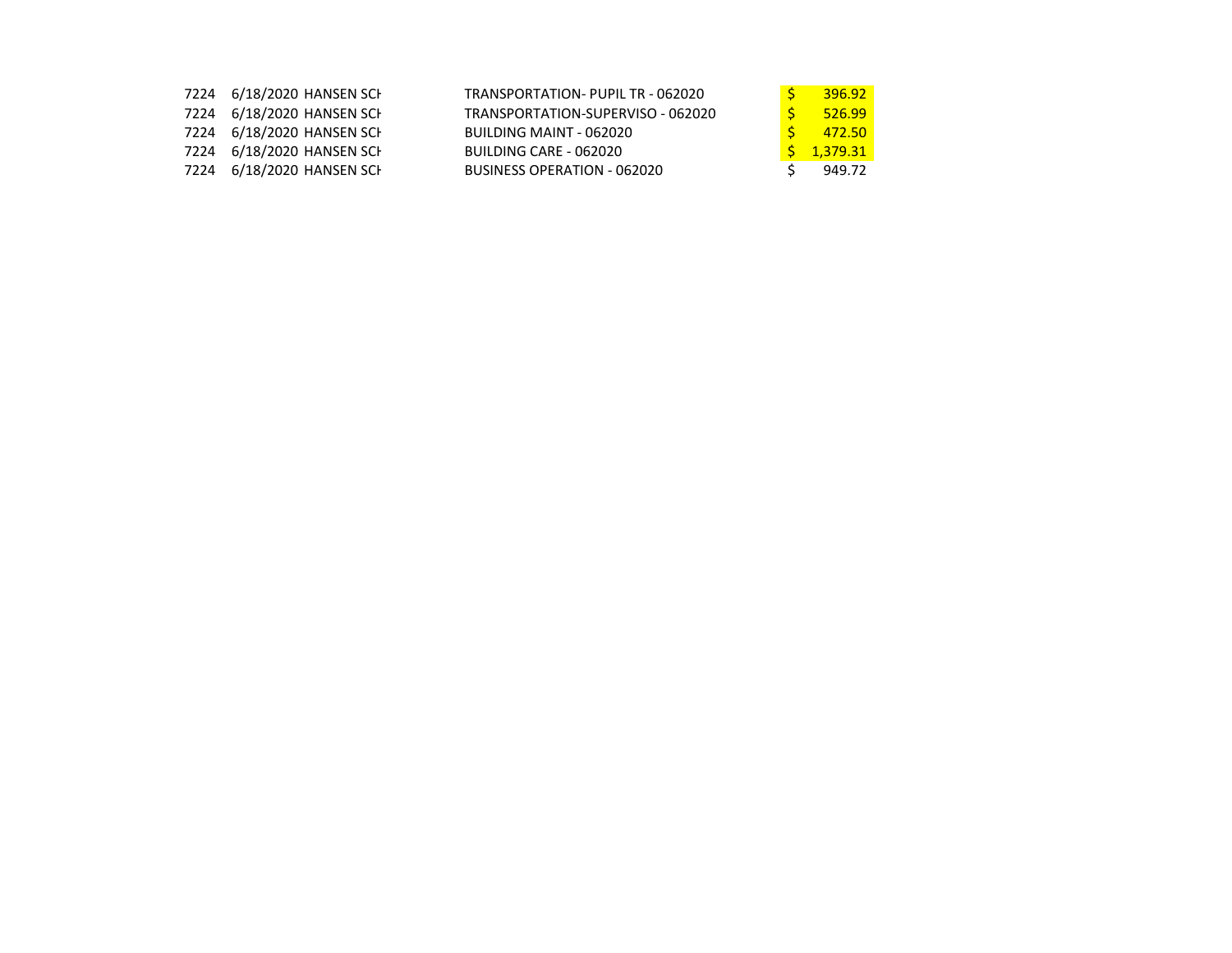| | | | | |
|---|---|---|---|---|
| 7224 | 6/18/2020 | HANSEN SCH | TRANSPORTATION- PUPIL TR - 062020 | $ 396.92 |
| 7224 | 6/18/2020 | HANSEN SCH | TRANSPORTATION-SUPERVISO - 062020 | $ 526.99 |
| 7224 | 6/18/2020 | HANSEN SCH | BUILDING MAINT - 062020 | $ 472.50 |
| 7224 | 6/18/2020 | HANSEN SCH | BUILDING CARE - 062020 | $ 1,379.31 |
| 7224 | 6/18/2020 | HANSEN SCH | BUSINESS OPERATION - 062020 | $ 949.72 |